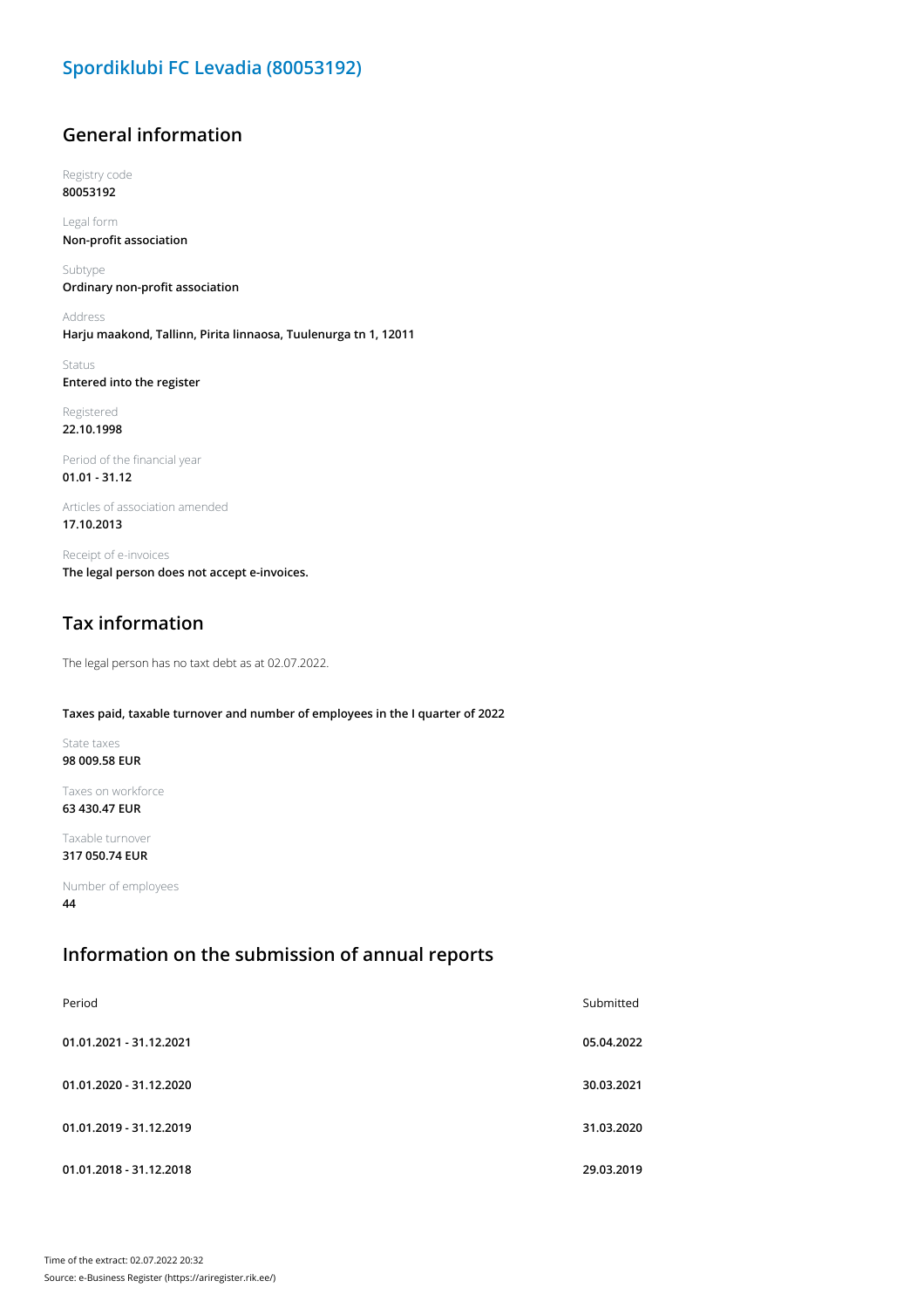# Spordiklubi FC Levadia (80053192)

## General information

Registry code
**80053192**

Legal form
**Non-profit association**

Subtype
**Ordinary non-profit association**

Address
**Harju maakond, Tallinn, Pirita linnaosa, Tuulenurga tn 1, 12011**

Status
**Entered into the register**

Registered
**22.10.1998**

Period of the financial year
**01.01 - 31.12**

Articles of association amended
**17.10.2013**

Receipt of e-invoices
**The legal person does not accept e-invoices.**

## Tax information

The legal person has no taxt debt as at 02.07.2022.

**Taxes paid, taxable turnover and number of employees in the I quarter of 2022**

State taxes
**98 009.58 EUR**

Taxes on workforce
**63 430.47 EUR**

Taxable turnover
**317 050.74 EUR**

Number of employees
**44**

## Information on the submission of annual reports

| Period | Submitted |
|---|---|
| **01.01.2021 - 31.12.2021** | **05.04.2022** |
| **01.01.2020 - 31.12.2020** | **30.03.2021** |
| **01.01.2019 - 31.12.2019** | **31.03.2020** |
| **01.01.2018 - 31.12.2018** | **29.03.2019** |

Time of the extract: 02.07.2022 20:32
Source: e-Business Register (https://ariregister.rik.ee/)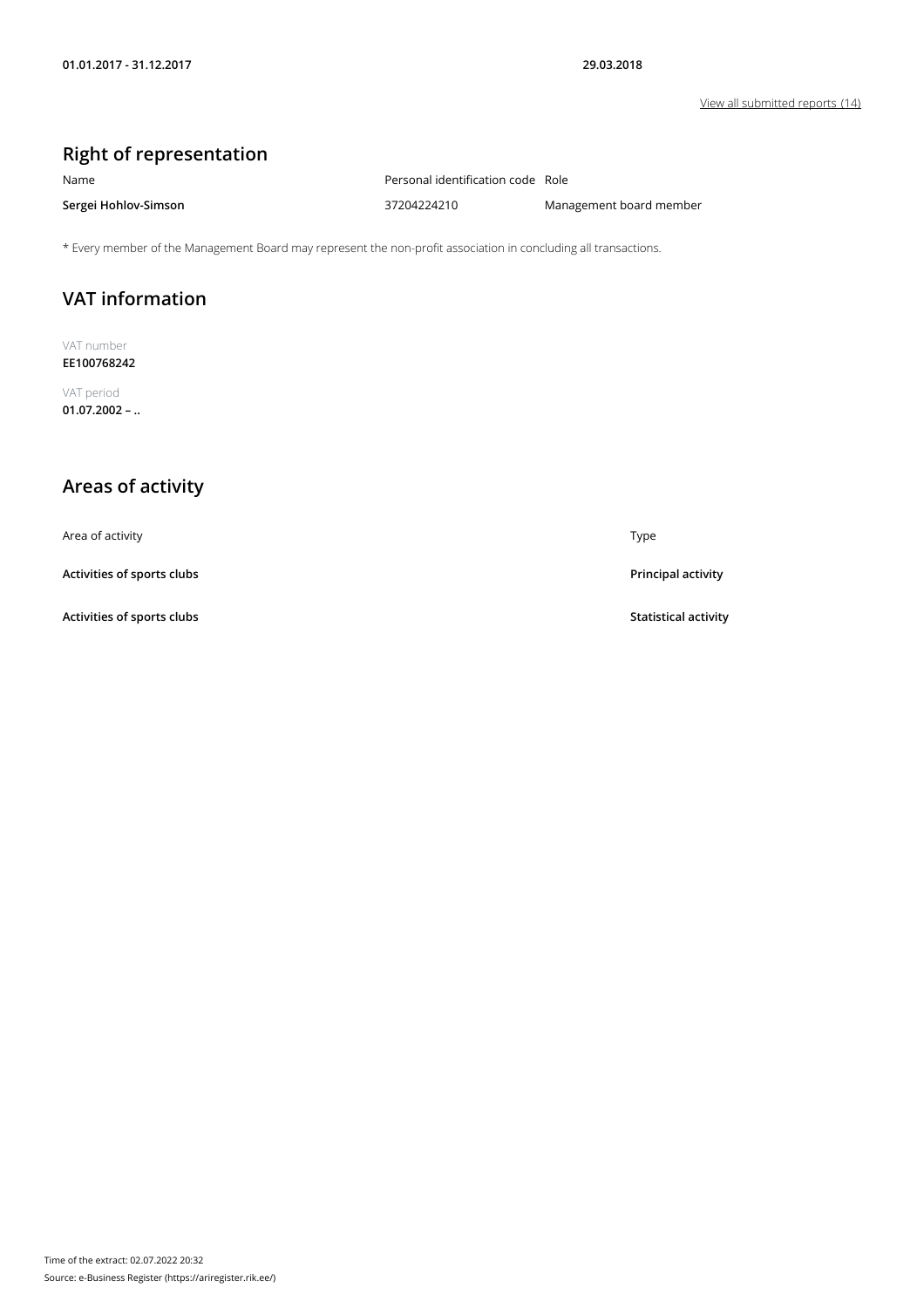| | | |
|---|---|---|
| 01.01.2017 - 31.12.2017 | 29.03.2018 | |

View all submitted reports (14)

## Right of representation

| Name | Personal identification code | Role |
|---|---|---|
| **Sergei Hohlov-Simson** | 37204224210 | Management board member |

* Every member of the Management Board may represent the non-profit association in concluding all transactions.

## VAT information

VAT number
**EE100768242**

VAT period
**01.07.2002 – ..**

## Areas of activity

| Area of activity | Type |
|---|---|
| **Activities of sports clubs** | **Principal activity** |
| **Activities of sports clubs** | **Statistical activity** |

Time of the extract: 02.07.2022 20:32
Source: e-Business Register (https://ariregister.rik.ee/)